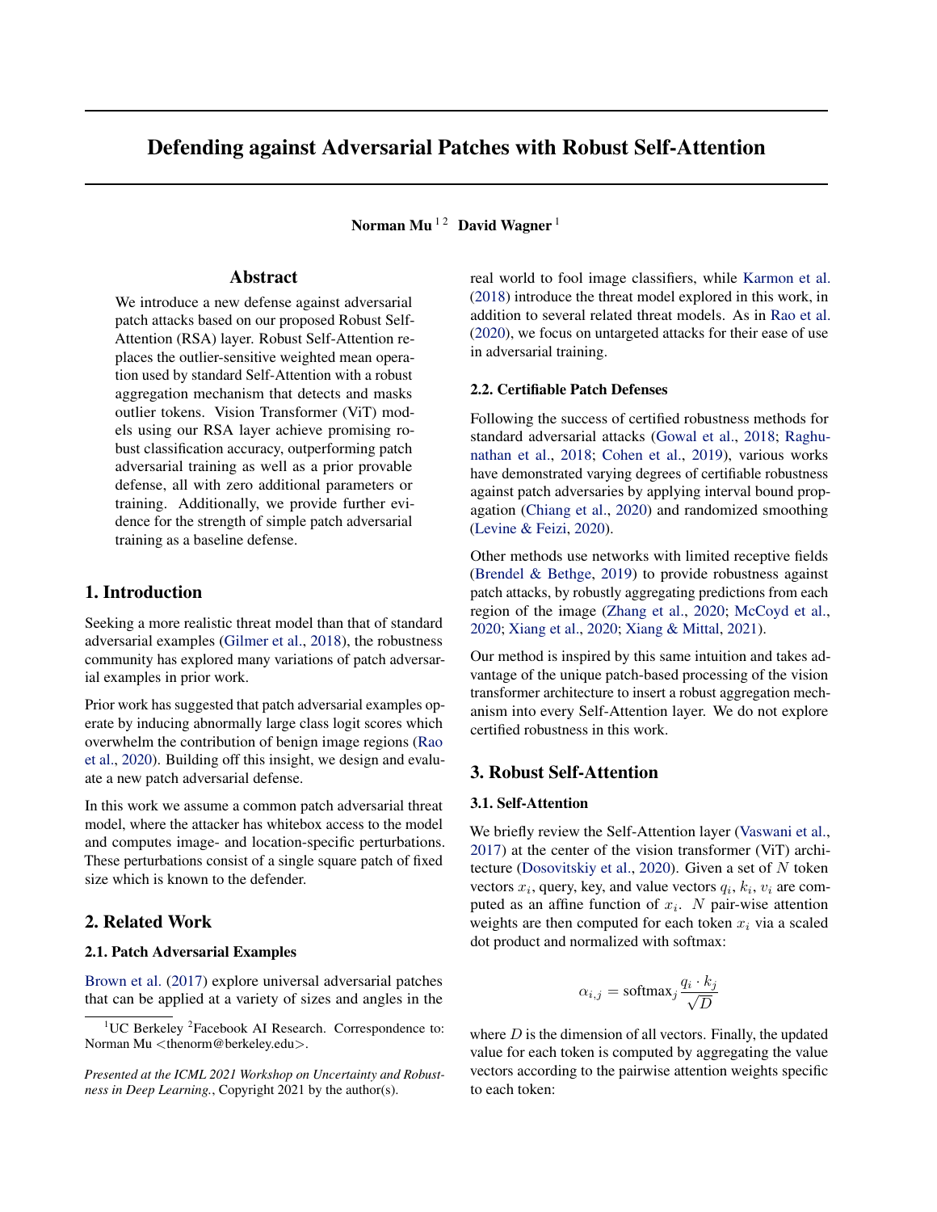# Defending against Adversarial Patches with Robust Self-Attention

**Norman Mu** [1,2] **David Wagner** [1]

## Abstract

We introduce a new defense against adversarial patch attacks based on our proposed Robust Self-Attention (RSA) layer. Robust Self-Attention replaces the outlier-sensitive weighted mean operation used by standard Self-Attention with a robust aggregation mechanism that detects and masks outlier tokens. Vision Transformer (ViT) models using our RSA layer achieve promising robust classification accuracy, outperforming patch adversarial training as well as a prior provable defense, all with zero additional parameters or training. Additionally, we provide further evidence for the strength of simple patch adversarial training as a baseline defense.

## 1. Introduction

Seeking a more realistic threat model than that of standard adversarial examples (Gilmer et al., 2018), the robustness community has explored many variations of patch adversarial examples in prior work.

Prior work has suggested that patch adversarial examples operate by inducing abnormally large class logit scores which overwhelm the contribution of benign image regions (Rao et al., 2020). Building off this insight, we design and evaluate a new patch adversarial defense.

In this work we assume a common patch adversarial threat model, where the attacker has whitebox access to the model and computes image- and location-specific perturbations. These perturbations consist of a single square patch of fixed size which is known to the defender.

## 2. Related Work

### 2.1. Patch Adversarial Examples

Brown et al. (2017) explore universal adversarial patches that can be applied at a variety of sizes and angles in the real world to fool image classifiers, while Karmon et al. (2018) introduce the threat model explored in this work, in addition to several related threat models. As in Rao et al. (2020), we focus on untargeted attacks for their ease of use in adversarial training.

### 2.2. Certifiable Patch Defenses

Following the success of certified robustness methods for standard adversarial attacks (Gowal et al., 2018; Raghunathan et al., 2018; Cohen et al., 2019), various works have demonstrated varying degrees of certifiable robustness against patch adversaries by applying interval bound propagation (Chiang et al., 2020) and randomized smoothing (Levine & Feizi, 2020).

Other methods use networks with limited receptive fields (Brendel & Bethge, 2019) to provide robustness against patch attacks, by robustly aggregating predictions from each region of the image (Zhang et al., 2020; McCoyd et al., 2020; Xiang et al., 2020; Xiang & Mittal, 2021).

Our method is inspired by this same intuition and takes advantage of the unique patch-based processing of the vision transformer architecture to insert a robust aggregation mechanism into every Self-Attention layer. We do not explore certified robustness in this work.

## 3. Robust Self-Attention

### 3.1. Self-Attention

We briefly review the Self-Attention layer (Vaswani et al., 2017) at the center of the vision transformer (ViT) architecture (Dosovitskiy et al., 2020). Given a set of $N$ token vectors $x_i$, query, key, and value vectors $q_i$, $k_i$, $v_i$ are computed as an affine function of $x_i$. $N$ pair-wise attention weights are then computed for each token $x_i$ via a scaled dot product and normalized with softmax:

$$\alpha_{i,j} = \text{softmax}_j \frac{q_i \cdot k_j}{\sqrt{D}}$$

where $D$ is the dimension of all vectors. Finally, the updated value for each token is computed by aggregating the value vectors according to the pairwise attention weights specific to each token:

[1]UC Berkeley [2]Facebook AI Research. Correspondence to: Norman Mu <thenorm@berkeley.edu>.

*Presented at the ICML 2021 Workshop on Uncertainty and Robustness in Deep Learning.*, Copyright 2021 by the author(s).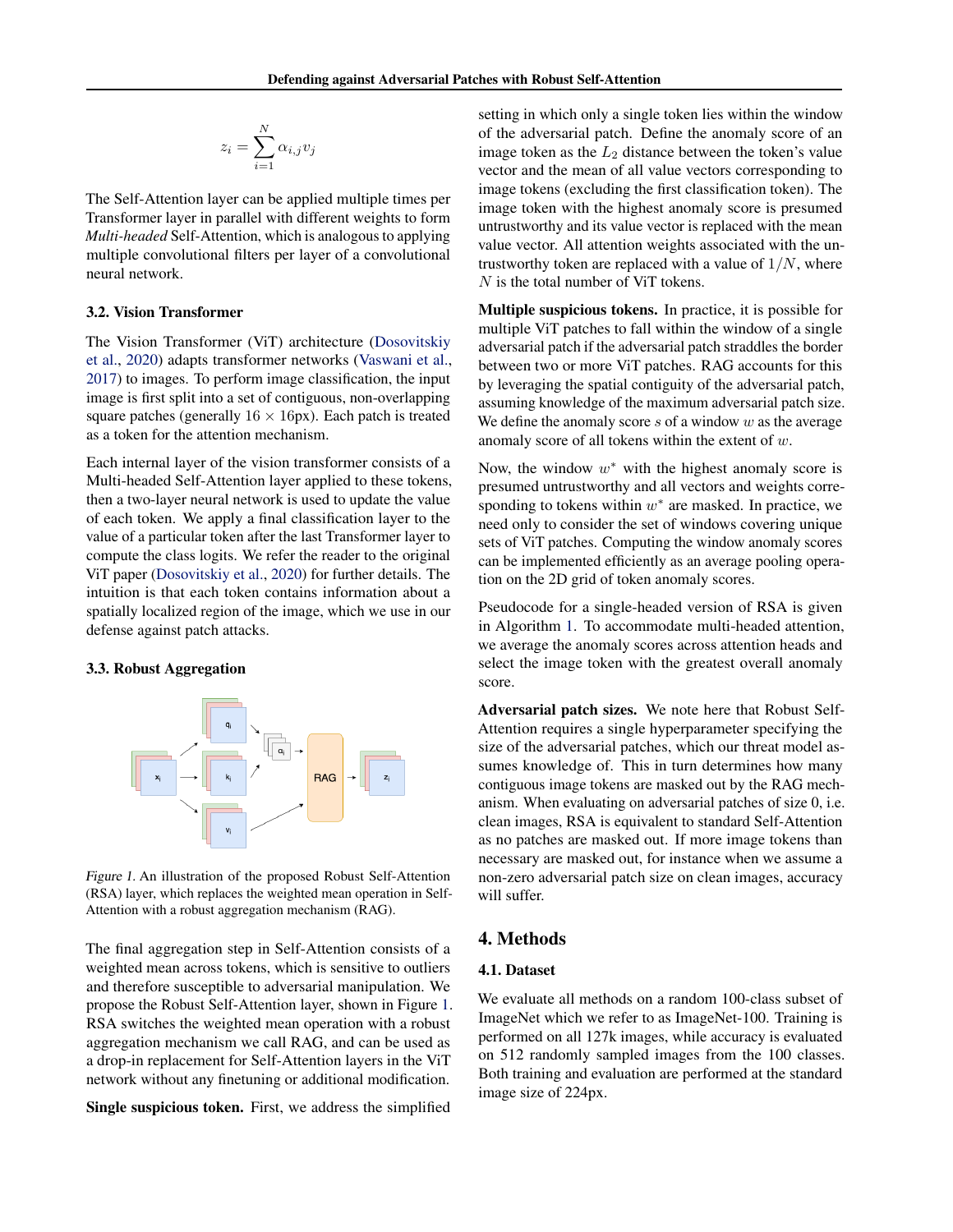$$z_i = \sum_{i=1}^{N} \alpha_{i,j} v_j$$

The Self-Attention layer can be applied multiple times per Transformer layer in parallel with different weights to form *Multi-headed* Self-Attention, which is analogous to applying multiple convolutional filters per layer of a convolutional neural network.

### 3.2. Vision Transformer

The Vision Transformer (ViT) architecture (Dosovitskiy et al., 2020) adapts transformer networks (Vaswani et al., 2017) to images. To perform image classification, the input image is first split into a set of contiguous, non-overlapping square patches (generally $16 \times 16$px). Each patch is treated as a token for the attention mechanism.

Each internal layer of the vision transformer consists of a Multi-headed Self-Attention layer applied to these tokens, then a two-layer neural network is used to update the value of each token. We apply a final classification layer to the value of a particular token after the last Transformer layer to compute the class logits. We refer the reader to the original ViT paper (Dosovitskiy et al., 2020) for further details. The intuition is that each token contains information about a spatially localized region of the image, which we use in our defense against patch attacks.

### 3.3. Robust Aggregation

*Figure 1.* An illustration of the proposed Robust Self-Attention (RSA) layer, which replaces the weighted mean operation in Self-Attention with a robust aggregation mechanism (RAG).

The final aggregation step in Self-Attention consists of a weighted mean across tokens, which is sensitive to outliers and therefore susceptible to adversarial manipulation. We propose the Robust Self-Attention layer, shown in Figure 1. RSA switches the weighted mean operation with a robust aggregation mechanism we call RAG, and can be used as a drop-in replacement for Self-Attention layers in the ViT network without any finetuning or additional modification.

**Single suspicious token.** First, we address the simplified setting in which only a single token lies within the window of the adversarial patch. Define the anomaly score of an image token as the $L_2$ distance between the token's value vector and the mean of all value vectors corresponding to image tokens (excluding the first classification token). The image token with the highest anomaly score is presumed untrustworthy and its value vector is replaced with the mean value vector. All attention weights associated with the untrustworthy token are replaced with a value of $1/N$, where $N$ is the total number of ViT tokens.

**Multiple suspicious tokens.** In practice, it is possible for multiple ViT patches to fall within the window of a single adversarial patch if the adversarial patch straddles the border between two or more ViT patches. RAG accounts for this by leveraging the spatial contiguity of the adversarial patch, assuming knowledge of the maximum adversarial patch size. We define the anomaly score $s$ of a window $w$ as the average anomaly score of all tokens within the extent of $w$.

Now, the window $w^*$ with the highest anomaly score is presumed untrustworthy and all vectors and weights corresponding to tokens within $w^*$ are masked. In practice, we need only to consider the set of windows covering unique sets of ViT patches. Computing the window anomaly scores can be implemented efficiently as an average pooling operation on the 2D grid of token anomaly scores.

Pseudocode for a single-headed version of RSA is given in Algorithm 1. To accommodate multi-headed attention, we average the anomaly scores across attention heads and select the image token with the greatest overall anomaly score.

**Adversarial patch sizes.** We note here that Robust Self-Attention requires a single hyperparameter specifying the size of the adversarial patches, which our threat model assumes knowledge of. This in turn determines how many contiguous image tokens are masked out by the RAG mechanism. When evaluating on adversarial patches of size 0, i.e. clean images, RSA is equivalent to standard Self-Attention as no patches are masked out. If more image tokens than necessary are masked out, for instance when we assume a non-zero adversarial patch size on clean images, accuracy will suffer.

## 4. Methods

### 4.1. Dataset

We evaluate all methods on a random 100-class subset of ImageNet which we refer to as ImageNet-100. Training is performed on all 127k images, while accuracy is evaluated on 512 randomly sampled images from the 100 classes. Both training and evaluation are performed at the standard image size of 224px.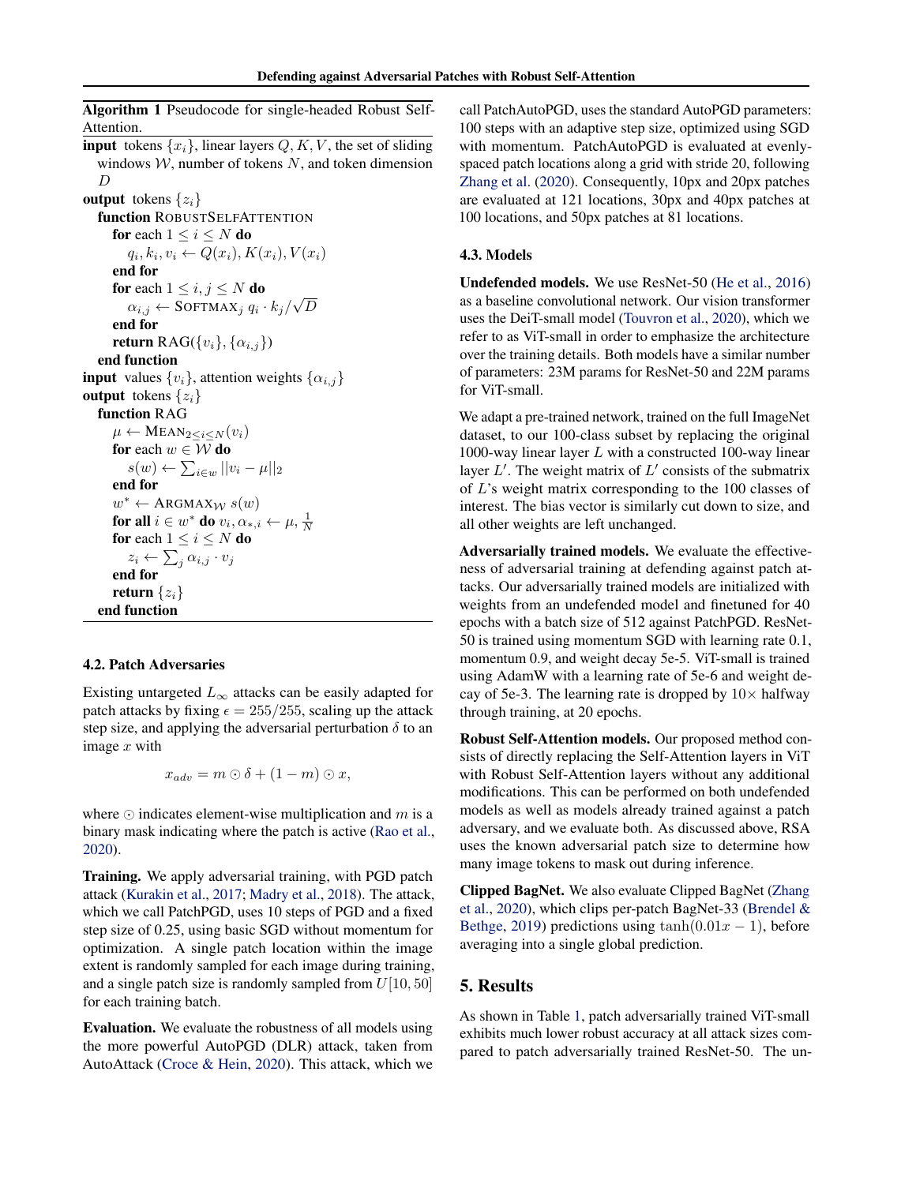**Algorithm 1** Pseudocode for single-headed Robust Self-Attention.

```
input tokens {x_i}, linear layers Q, K, V, the set of sliding
    windows 𝒲, number of tokens N, and token dimension D
output tokens {z_i}
  function ROBUSTSELFATTENTION
    for each 1 ≤ i ≤ N do
      q_i, k_i, v_i ← Q(x_i), K(x_i), V(x_i)
    end for
    for each 1 ≤ i, j ≤ N do
      α_{i,j} ← SOFTMAX_j q_i · k_j / √D
    end for
    return RAG({v_i}, {α_{i,j}})
  end function
input values {v_i}, attention weights {α_{i,j}}
output tokens {z_i}
  function RAG
    μ ← MEAN_{2≤i≤N}(v_i)
    for each w ∈ 𝒲 do
      s(w) ← Σ_{i∈w} ||v_i − μ||_2
    end for
    w* ← ARGMAX_𝒲 s(w)
    for all i ∈ w* do v_i, α_{*,i} ← μ, 1/N
    for each 1 ≤ i ≤ N do
      z_i ← Σ_j α_{i,j} · v_j
    end for
    return {z_i}
  end function
```

### 4.2. Patch Adversaries

Existing untargeted $L_\infty$ attacks can be easily adapted for patch attacks by fixing $\epsilon = 255/255$, scaling up the attack step size, and applying the adversarial perturbation $\delta$ to an image $x$ with

$$x_{adv} = m \odot \delta + (1 - m) \odot x,$$

where $\odot$ indicates element-wise multiplication and $m$ is a binary mask indicating where the patch is active (Rao et al., 2020).

**Training.** We apply adversarial training, with PGD patch attack (Kurakin et al., 2017; Madry et al., 2018). The attack, which we call PatchPGD, uses 10 steps of PGD and a fixed step size of 0.25, using basic SGD without momentum for optimization. A single patch location within the image extent is randomly sampled for each image during training, and a single patch size is randomly sampled from $U[10, 50]$ for each training batch.

**Evaluation.** We evaluate the robustness of all models using the more powerful AutoPGD (DLR) attack, taken from AutoAttack (Croce & Hein, 2020). This attack, which we call PatchAutoPGD, uses the standard AutoPGD parameters: 100 steps with an adaptive step size, optimized using SGD with momentum. PatchAutoPGD is evaluated at evenly-spaced patch locations along a grid with stride 20, following Zhang et al. (2020). Consequently, 10px and 20px patches are evaluated at 121 locations, 30px and 40px patches at 100 locations, and 50px patches at 81 locations.

### 4.3. Models

**Undefended models.** We use ResNet-50 (He et al., 2016) as a baseline convolutional network. Our vision transformer uses the DeiT-small model (Touvron et al., 2020), which we refer to as ViT-small in order to emphasize the architecture over the training details. Both models have a similar number of parameters: 23M params for ResNet-50 and 22M params for ViT-small.

We adapt a pre-trained network, trained on the full ImageNet dataset, to our 100-class subset by replacing the original 1000-way linear layer $L$ with a constructed 100-way linear layer $L'$. The weight matrix of $L'$ consists of the submatrix of $L$'s weight matrix corresponding to the 100 classes of interest. The bias vector is similarly cut down to size, and all other weights are left unchanged.

**Adversarially trained models.** We evaluate the effectiveness of adversarial training at defending against patch attacks. Our adversarially trained models are initialized with weights from an undefended model and finetuned for 40 epochs with a batch size of 512 against PatchPGD. ResNet-50 is trained using momentum SGD with learning rate 0.1, momentum 0.9, and weight decay 5e-5. ViT-small is trained using AdamW with a learning rate of 5e-6 and weight decay of 5e-3. The learning rate is dropped by $10\times$ halfway through training, at 20 epochs.

**Robust Self-Attention models.** Our proposed method consists of directly replacing the Self-Attention layers in ViT with Robust Self-Attention layers without any additional modifications. This can be performed on both undefended models as well as models already trained against a patch adversary, and we evaluate both. As discussed above, RSA uses the known adversarial patch size to determine how many image tokens to mask out during inference.

**Clipped BagNet.** We also evaluate Clipped BagNet (Zhang et al., 2020), which clips per-patch BagNet-33 (Brendel & Bethge, 2019) predictions using $\tanh(0.01x - 1)$, before averaging into a single global prediction.

## 5. Results

As shown in Table 1, patch adversarially trained ViT-small exhibits much lower robust accuracy at all attack sizes compared to patch adversarially trained ResNet-50. The un-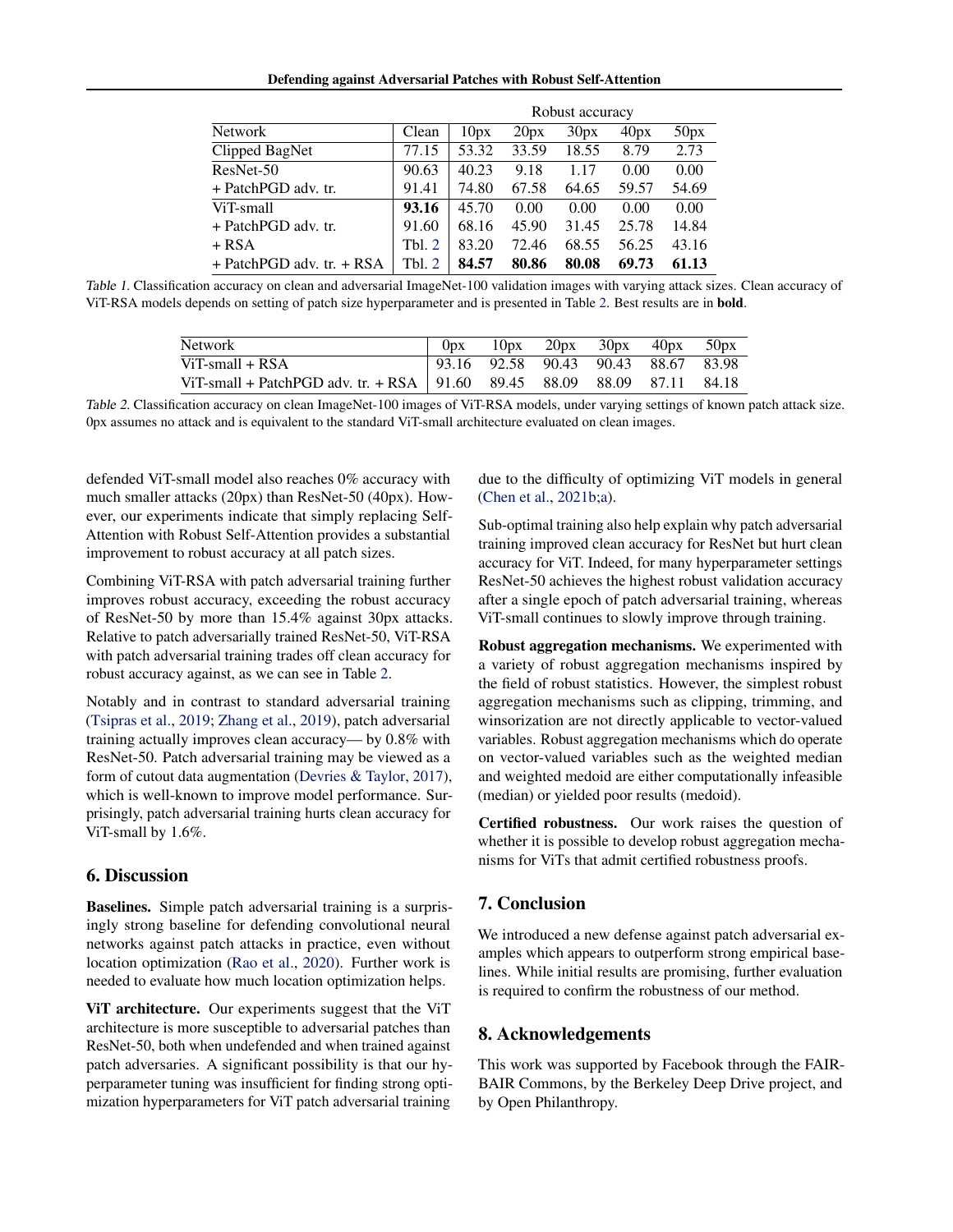| Network | Clean | Robust accuracy | | | | | |
|---|---|---|---|---|---|---|---|
| | | 0px | 10px | 20px | 30px | 40px | 50px |
| Clipped BagNet | 77.15 | 53.32 | 33.59 | 18.55 | 8.79 | 2.73 | |
| ResNet-50 | 90.63 | 40.23 | 9.18 | 1.17 | 0.00 | 0.00 | |
| + PatchPGD adv. tr. | 91.41 | 74.80 | 67.58 | 64.65 | 59.57 | 54.69 | |
| ViT-small | **93.16** | 45.70 | 0.00 | 0.00 | 0.00 | 0.00 | |
| + PatchPGD adv. tr. | 91.60 | 68.16 | 45.90 | 31.45 | 25.78 | 14.84 | |
| + RSA | Tbl. 2 | 83.20 | 72.46 | 68.55 | 56.25 | 43.16 | |
| + PatchPGD adv. tr. + RSA | Tbl. 2 | **84.57** | **80.86** | **80.08** | **69.73** | **61.13** | |

*Table 1.* Classification accuracy on clean and adversarial ImageNet-100 validation images with varying attack sizes. Clean accuracy of ViT-RSA models depends on setting of patch size hyperparameter and is presented in Table 2. Best results are in **bold**.

| Network | 0px | 10px | 20px | 30px | 40px | 50px |
|---|---|---|---|---|---|---|
| ViT-small + RSA | 93.16 | 92.58 | 90.43 | 90.43 | 88.67 | 83.98 |
| ViT-small + PatchPGD adv. tr. + RSA | 91.60 | 89.45 | 88.09 | 88.09 | 87.11 | 84.18 |

*Table 2.* Classification accuracy on clean ImageNet-100 images of ViT-RSA models, under varying settings of known patch attack size. 0px assumes no attack and is equivalent to the standard ViT-small architecture evaluated on clean images.

defended ViT-small model also reaches 0% accuracy with much smaller attacks (20px) than ResNet-50 (40px). However, our experiments indicate that simply replacing Self-Attention with Robust Self-Attention provides a substantial improvement to robust accuracy at all patch sizes.

Combining ViT-RSA with patch adversarial training further improves robust accuracy, exceeding the robust accuracy of ResNet-50 by more than 15.4% against 30px attacks. Relative to patch adversarially trained ResNet-50, ViT-RSA with patch adversarial training trades off clean accuracy for robust accuracy against, as we can see in Table 2.

Notably and in contrast to standard adversarial training (Tsipras et al., 2019; Zhang et al., 2019), patch adversarial training actually improves clean accuracy— by 0.8% with ResNet-50. Patch adversarial training may be viewed as a form of cutout data augmentation (Devries & Taylor, 2017), which is well-known to improve model performance. Surprisingly, patch adversarial training hurts clean accuracy for ViT-small by 1.6%.

## 6. Discussion

**Baselines.** Simple patch adversarial training is a surprisingly strong baseline for defending convolutional neural networks against patch attacks in practice, even without location optimization (Rao et al., 2020). Further work is needed to evaluate how much location optimization helps.

**ViT architecture.** Our experiments suggest that the ViT architecture is more susceptible to adversarial patches than ResNet-50, both when undefended and when trained against patch adversaries. A significant possibility is that our hyperparameter tuning was insufficient for finding strong optimization hyperparameters for ViT patch adversarial training due to the difficulty of optimizing ViT models in general (Chen et al., 2021b;a).

Sub-optimal training also help explain why patch adversarial training improved clean accuracy for ResNet but hurt clean accuracy for ViT. Indeed, for many hyperparameter settings ResNet-50 achieves the highest robust validation accuracy after a single epoch of patch adversarial training, whereas ViT-small continues to slowly improve through training.

**Robust aggregation mechanisms.** We experimented with a variety of robust aggregation mechanisms inspired by the field of robust statistics. However, the simplest robust aggregation mechanisms such as clipping, trimming, and winsorization are not directly applicable to vector-valued variables. Robust aggregation mechanisms which do operate on vector-valued variables such as the weighted median and weighted medoid are either computationally infeasible (median) or yielded poor results (medoid).

**Certified robustness.** Our work raises the question of whether it is possible to develop robust aggregation mechanisms for ViTs that admit certified robustness proofs.

## 7. Conclusion

We introduced a new defense against patch adversarial examples which appears to outperform strong empirical baselines. While initial results are promising, further evaluation is required to confirm the robustness of our method.

## 8. Acknowledgements

This work was supported by Facebook through the FAIR-BAIR Commons, by the Berkeley Deep Drive project, and by Open Philanthropy.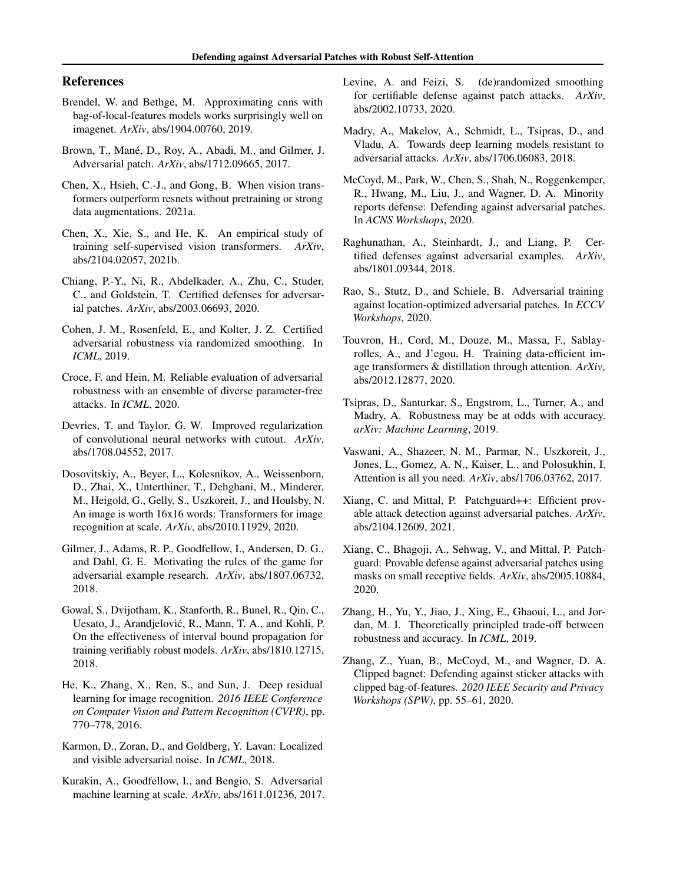## References

Brendel, W. and Bethge, M. Approximating cnns with bag-of-local-features models works surprisingly well on imagenet. *ArXiv*, abs/1904.00760, 2019.

Brown, T., Mané, D., Roy, A., Abadi, M., and Gilmer, J. Adversarial patch. *ArXiv*, abs/1712.09665, 2017.

Chen, X., Hsieh, C.-J., and Gong, B. When vision transformers outperform resnets without pretraining or strong data augmentations. 2021a.

Chen, X., Xie, S., and He, K. An empirical study of training self-supervised vision transformers. *ArXiv*, abs/2104.02057, 2021b.

Chiang, P.-Y., Ni, R., Abdelkader, A., Zhu, C., Studer, C., and Goldstein, T. Certified defenses for adversarial patches. *ArXiv*, abs/2003.06693, 2020.

Cohen, J. M., Rosenfeld, E., and Kolter, J. Z. Certified adversarial robustness via randomized smoothing. In *ICML*, 2019.

Croce, F. and Hein, M. Reliable evaluation of adversarial robustness with an ensemble of diverse parameter-free attacks. In *ICML*, 2020.

Devries, T. and Taylor, G. W. Improved regularization of convolutional neural networks with cutout. *ArXiv*, abs/1708.04552, 2017.

Dosovitskiy, A., Beyer, L., Kolesnikov, A., Weissenborn, D., Zhai, X., Unterthiner, T., Dehghani, M., Minderer, M., Heigold, G., Gelly, S., Uszkoreit, J., and Houlsby, N. An image is worth 16x16 words: Transformers for image recognition at scale. *ArXiv*, abs/2010.11929, 2020.

Gilmer, J., Adams, R. P., Goodfellow, I., Andersen, D. G., and Dahl, G. E. Motivating the rules of the game for adversarial example research. *ArXiv*, abs/1807.06732, 2018.

Gowal, S., Dvijotham, K., Stanforth, R., Bunel, R., Qin, C., Uesato, J., Arandjelović, R., Mann, T. A., and Kohli, P. On the effectiveness of interval bound propagation for training verifiably robust models. *ArXiv*, abs/1810.12715, 2018.

He, K., Zhang, X., Ren, S., and Sun, J. Deep residual learning for image recognition. *2016 IEEE Conference on Computer Vision and Pattern Recognition (CVPR)*, pp. 770–778, 2016.

Karmon, D., Zoran, D., and Goldberg, Y. Lavan: Localized and visible adversarial noise. In *ICML*, 2018.

Kurakin, A., Goodfellow, I., and Bengio, S. Adversarial machine learning at scale. *ArXiv*, abs/1611.01236, 2017.

Levine, A. and Feizi, S. (de)randomized smoothing for certifiable defense against patch attacks. *ArXiv*, abs/2002.10733, 2020.

Madry, A., Makelov, A., Schmidt, L., Tsipras, D., and Vladu, A. Towards deep learning models resistant to adversarial attacks. *ArXiv*, abs/1706.06083, 2018.

McCoyd, M., Park, W., Chen, S., Shah, N., Roggenkemper, R., Hwang, M., Liu, J., and Wagner, D. A. Minority reports defense: Defending against adversarial patches. In *ACNS Workshops*, 2020.

Raghunathan, A., Steinhardt, J., and Liang, P. Certified defenses against adversarial examples. *ArXiv*, abs/1801.09344, 2018.

Rao, S., Stutz, D., and Schiele, B. Adversarial training against location-optimized adversarial patches. In *ECCV Workshops*, 2020.

Touvron, H., Cord, M., Douze, M., Massa, F., Sablayrolles, A., and J'egou, H. Training data-efficient image transformers & distillation through attention. *ArXiv*, abs/2012.12877, 2020.

Tsipras, D., Santurkar, S., Engstrom, L., Turner, A., and Madry, A. Robustness may be at odds with accuracy. *arXiv: Machine Learning*, 2019.

Vaswani, A., Shazeer, N. M., Parmar, N., Uszkoreit, J., Jones, L., Gomez, A. N., Kaiser, L., and Polosukhin, I. Attention is all you need. *ArXiv*, abs/1706.03762, 2017.

Xiang, C. and Mittal, P. Patchguard++: Efficient provable attack detection against adversarial patches. *ArXiv*, abs/2104.12609, 2021.

Xiang, C., Bhagoji, A., Sehwag, V., and Mittal, P. Patchguard: Provable defense against adversarial patches using masks on small receptive fields. *ArXiv*, abs/2005.10884, 2020.

Zhang, H., Yu, Y., Jiao, J., Xing, E., Ghaoui, L., and Jordan, M. I. Theoretically principled trade-off between robustness and accuracy. In *ICML*, 2019.

Zhang, Z., Yuan, B., McCoyd, M., and Wagner, D. A. Clipped bagnet: Defending against sticker attacks with clipped bag-of-features. *2020 IEEE Security and Privacy Workshops (SPW)*, pp. 55–61, 2020.